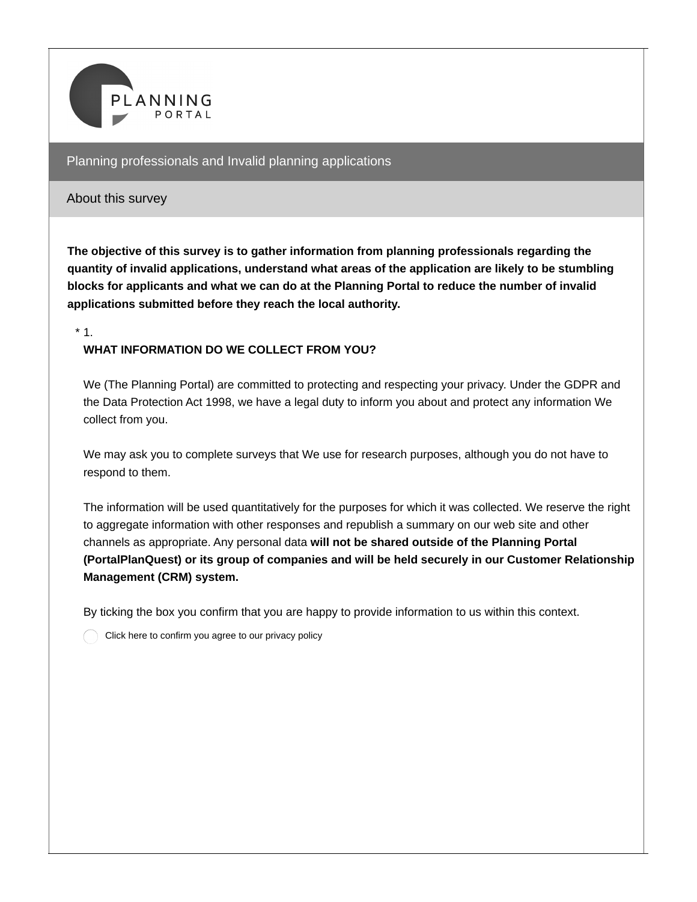PLANNING PORTAL

# Planning professionals and Invalid planning applications

## About this survey

**The objective of this survey is to gather information from planning professionals regarding the quantity of invalid applications, understand what areas of the application are likely to be stumbling blocks for applicants and what we can do at the Planning Portal to reduce the number of invalid applications submitted before they reach the local authority.**

\* 1.

**WHAT INFORMATION DO WE COLLECT FROM YOU?**

We (The Planning Portal) are committed to protecting and respecting your privacy. Under the GDPR and the Data Protection Act 1998, we have a legal duty to inform you about and protect any information We collect from you.

We may ask you to complete surveys that We use for research purposes, although you do not have to respond to them.

The information will be used quantitatively for the purposes for which it was collected. We reserve the right to aggregate information with other responses and republish a summary on our web site and other channels as appropriate. Any personal data **will not be shared outside of the Planning Portal (PortalPlanQuest) or its group of companies and will be held securely in our Customer Relationship Management (CRM) system.**

By ticking the box you confirm that you are happy to provide information to us within this context.

- [ ] Click here to confirm you agree to our privacy policy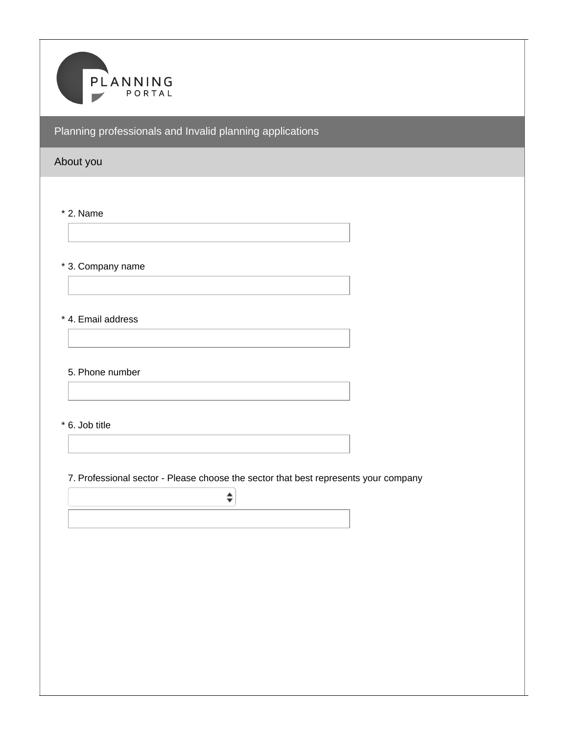PLANNING PORTAL

## Planning professionals and Invalid planning applications

### About you

\* 2. Name

\* 3. Company name

\* 4. Email address

5. Phone number

\* 6. Job title

7. Professional sector - Please choose the sector that best represents your company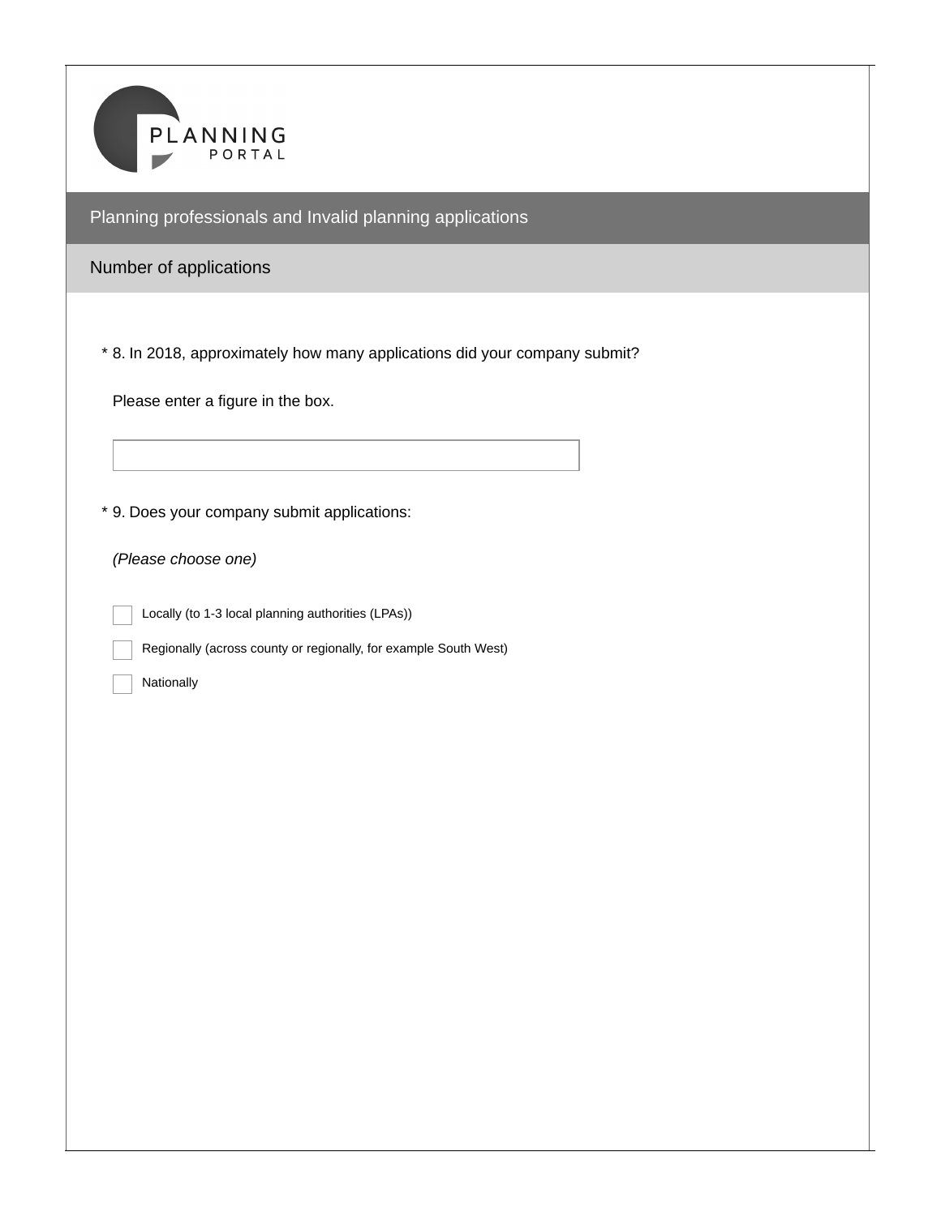PLANNING PORTAL

## Planning professionals and Invalid planning applications

### Number of applications

\* 8. In 2018, approximately how many applications did your company submit?

Please enter a figure in the box.

\_\_\_\_\_\_\_\_\_\_\_\_\_\_\_\_\_\_\_\_

\* 9. Does your company submit applications:

*(Please choose one)*

- [ ] Locally (to 1-3 local planning authorities (LPAs))
- [ ] Regionally (across county or regionally, for example South West)
- [ ] Nationally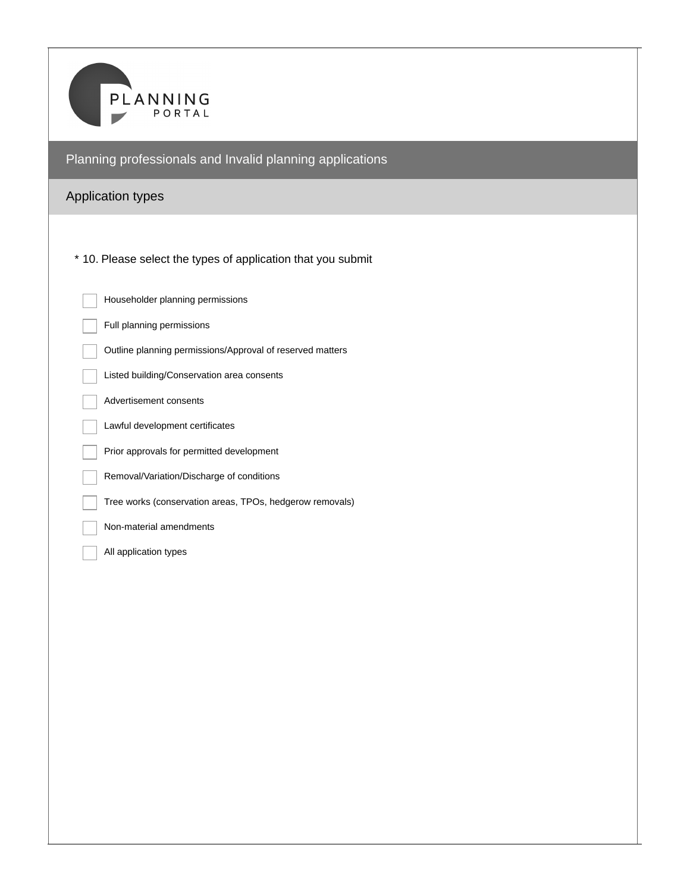PLANNING PORTAL

# Planning professionals and Invalid planning applications

## Application types

\* 10. Please select the types of application that you submit

- [ ] Householder planning permissions
- [ ] Full planning permissions
- [ ] Outline planning permissions/Approval of reserved matters
- [ ] Listed building/Conservation area consents
- [ ] Advertisement consents
- [ ] Lawful development certificates
- [ ] Prior approvals for permitted development
- [ ] Removal/Variation/Discharge of conditions
- [ ] Tree works (conservation areas, TPOs, hedgerow removals)
- [ ] Non-material amendments
- [ ] All application types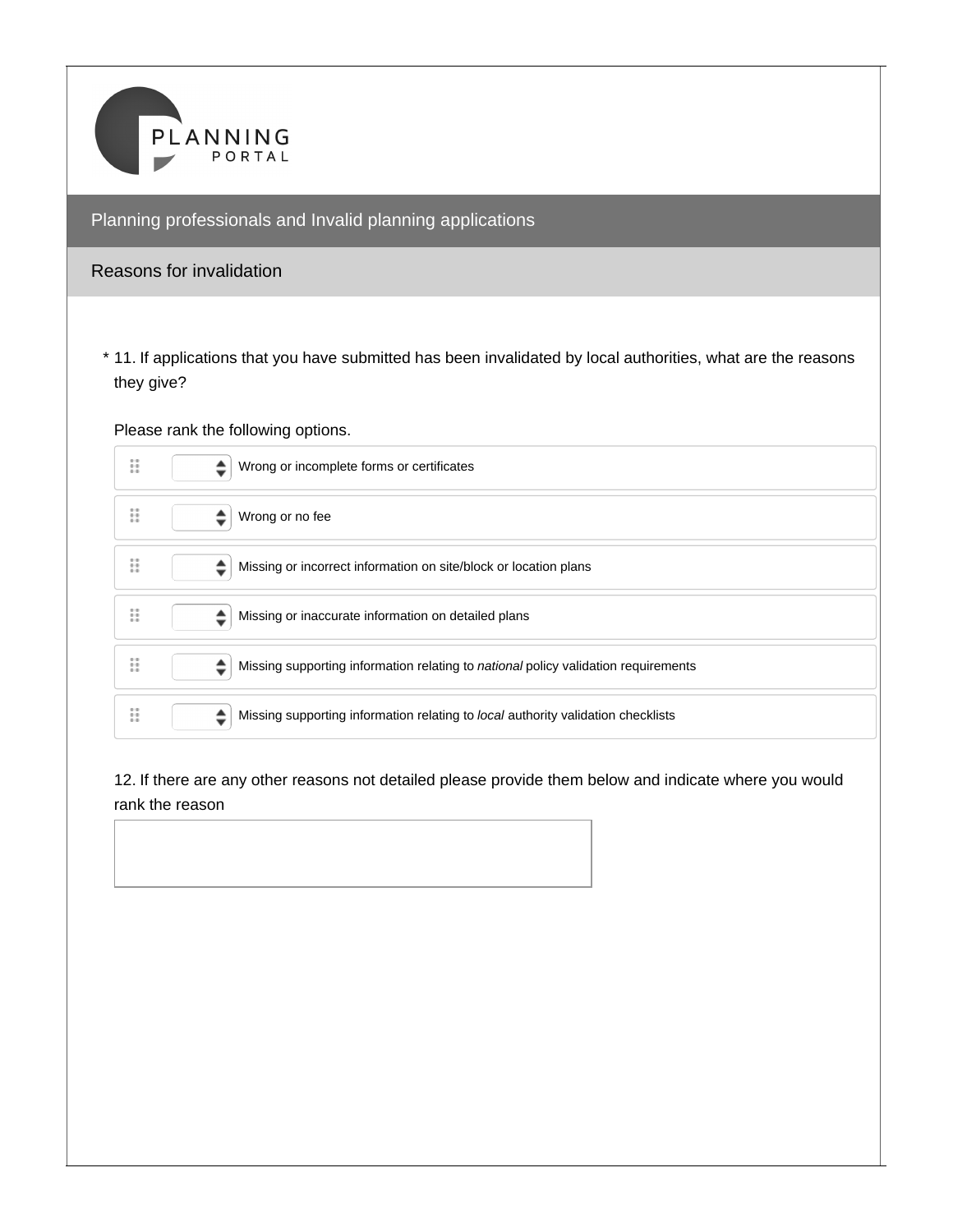# Planning professionals and Invalid planning applications

## Reasons for invalidation

\* 11. If applications that you have submitted has been invalidated by local authorities, what are the reasons they give?

Please rank the following options.

- Wrong or incomplete forms or certificates
- Wrong or no fee
- Missing or incorrect information on site/block or location plans
- Missing or inaccurate information on detailed plans
- Missing supporting information relating to *national* policy validation requirements
- Missing supporting information relating to *local* authority validation checklists

12. If there are any other reasons not detailed please provide them below and indicate where you would rank the reason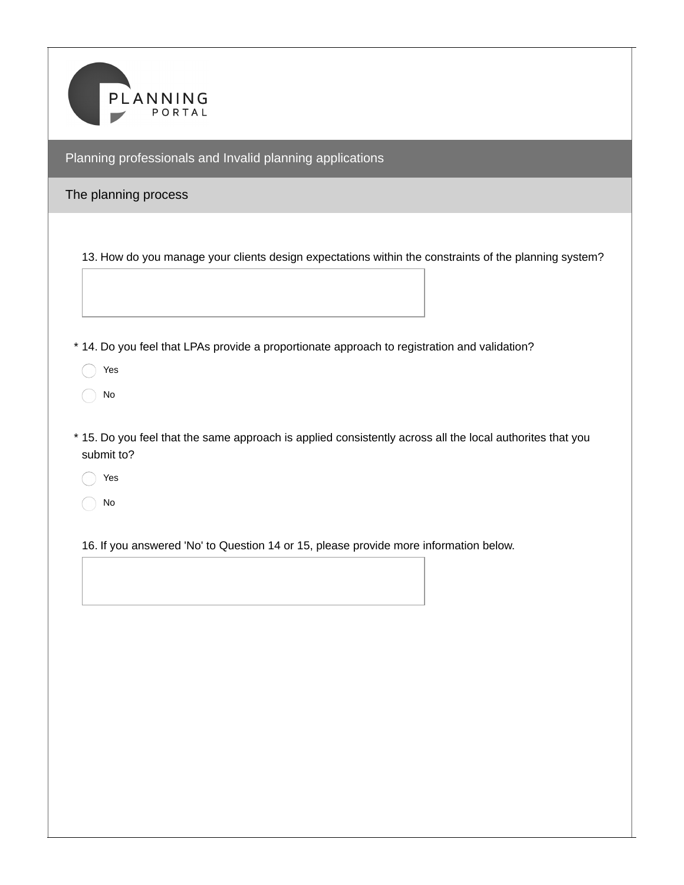PLANNING PORTAL

## Planning professionals and Invalid planning applications

### The planning process

13. How do you manage your clients design expectations within the constraints of the planning system?

* 14. Do you feel that LPAs provide a proportionate approach to registration and validation?

- Yes
- No

* 15. Do you feel that the same approach is applied consistently across all the local authorites that you submit to?

- Yes
- No

16. If you answered 'No' to Question 14 or 15, please provide more information below.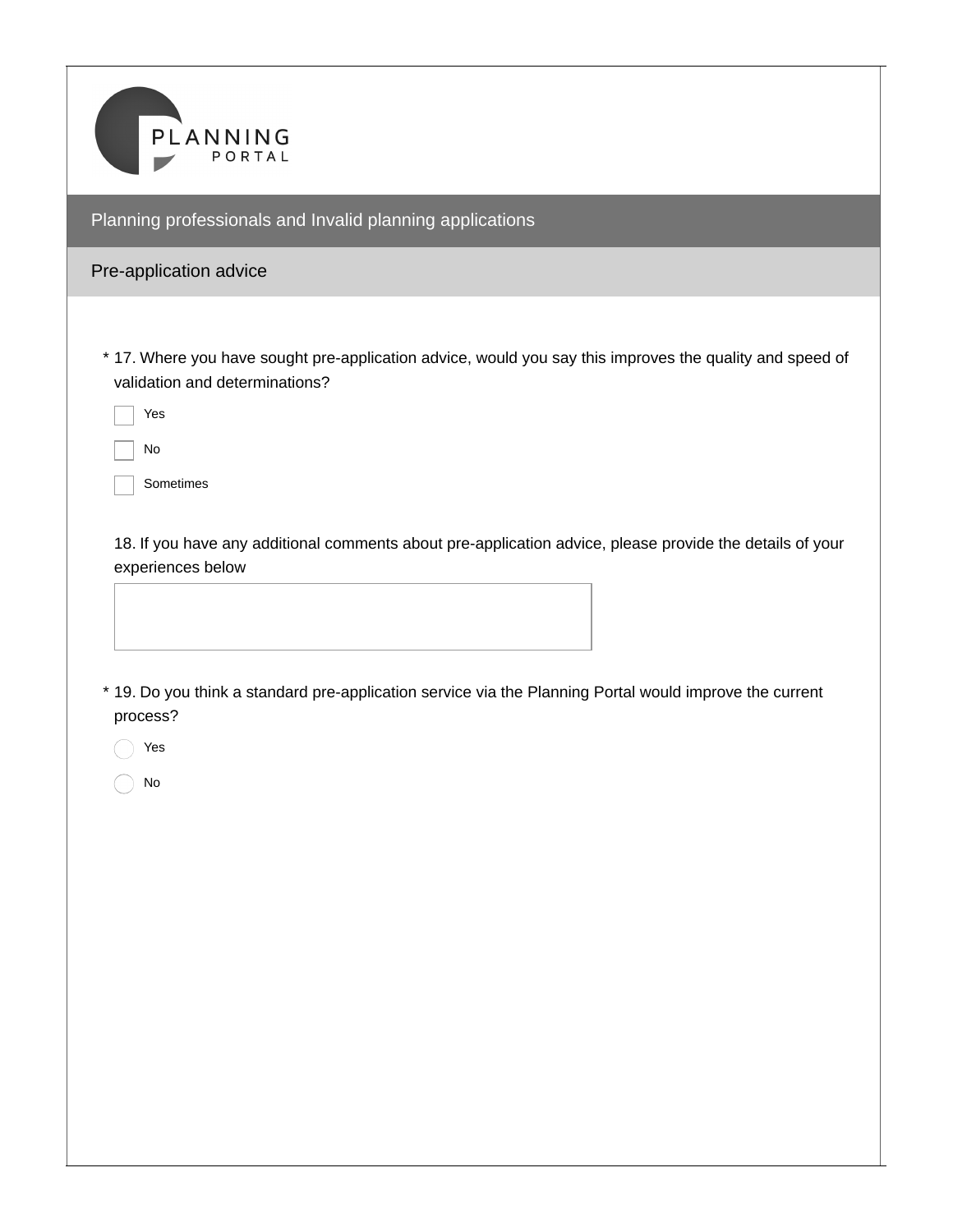PLANNING PORTAL

## Planning professionals and Invalid planning applications

### Pre-application advice

\* 17. Where you have sought pre-application advice, would you say this improves the quality and speed of validation and determinations?

- [ ] Yes
- [ ] No
- [ ] Sometimes

18. If you have any additional comments about pre-application advice, please provide the details of your experiences below

\* 19. Do you think a standard pre-application service via the Planning Portal would improve the current process?

- ( ) Yes
- ( ) No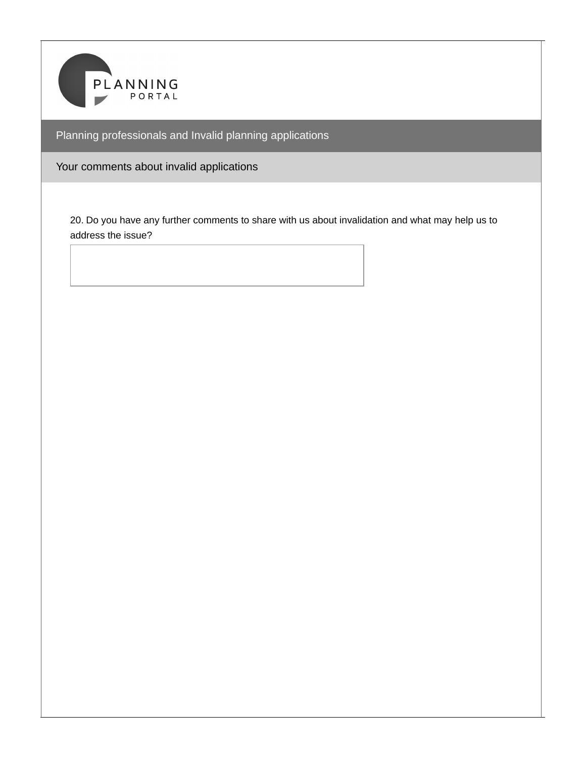PLANNING PORTAL

## Planning professionals and Invalid planning applications

### Your comments about invalid applications

20. Do you have any further comments to share with us about invalidation and what may help us to address the issue?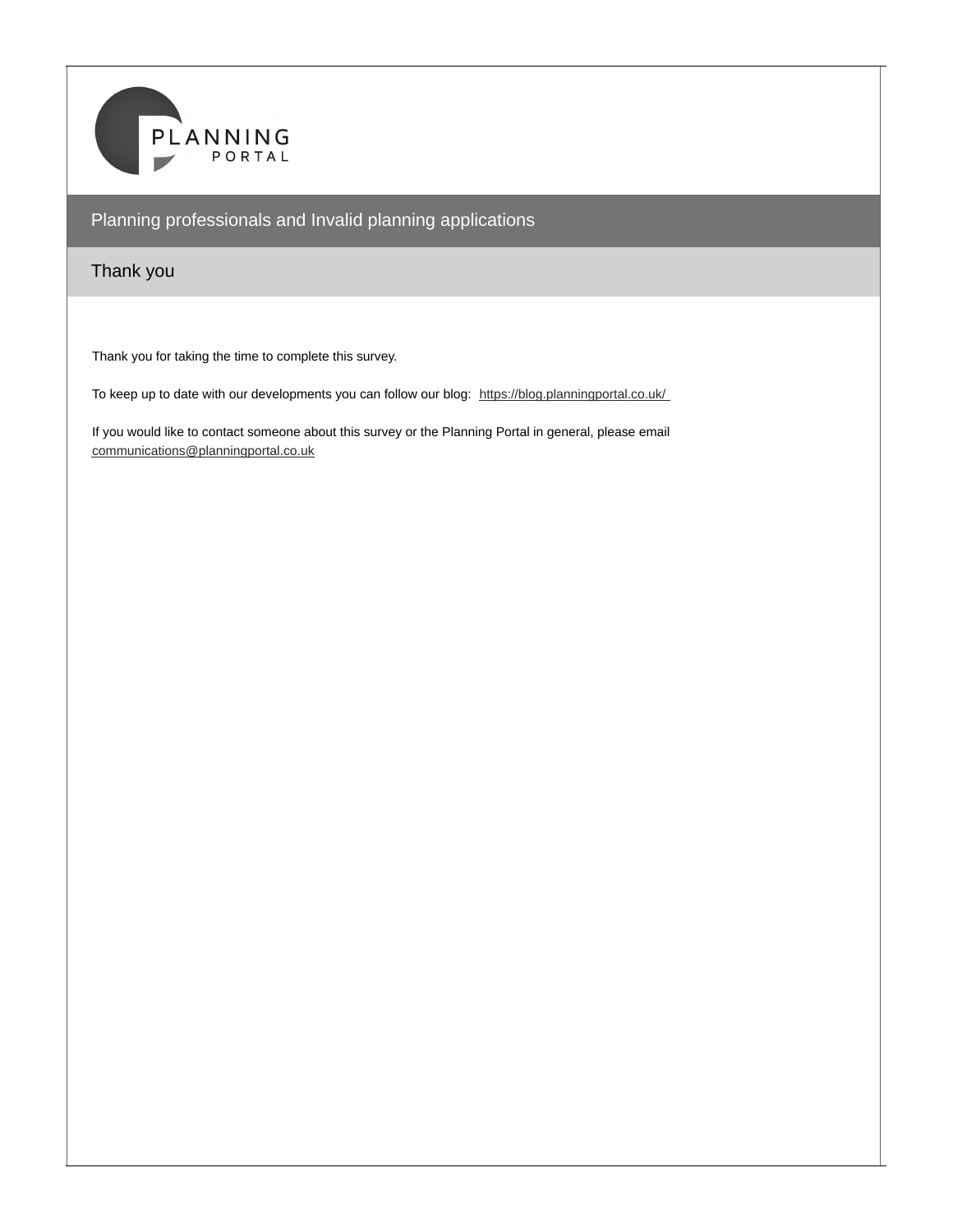PLANNING PORTAL

## Planning professionals and Invalid planning applications

### Thank you

Thank you for taking the time to complete this survey.

To keep up to date with our developments you can follow our blog: https://blog.planningportal.co.uk/

If you would like to contact someone about this survey or the Planning Portal in general, please email communications@planningportal.co.uk